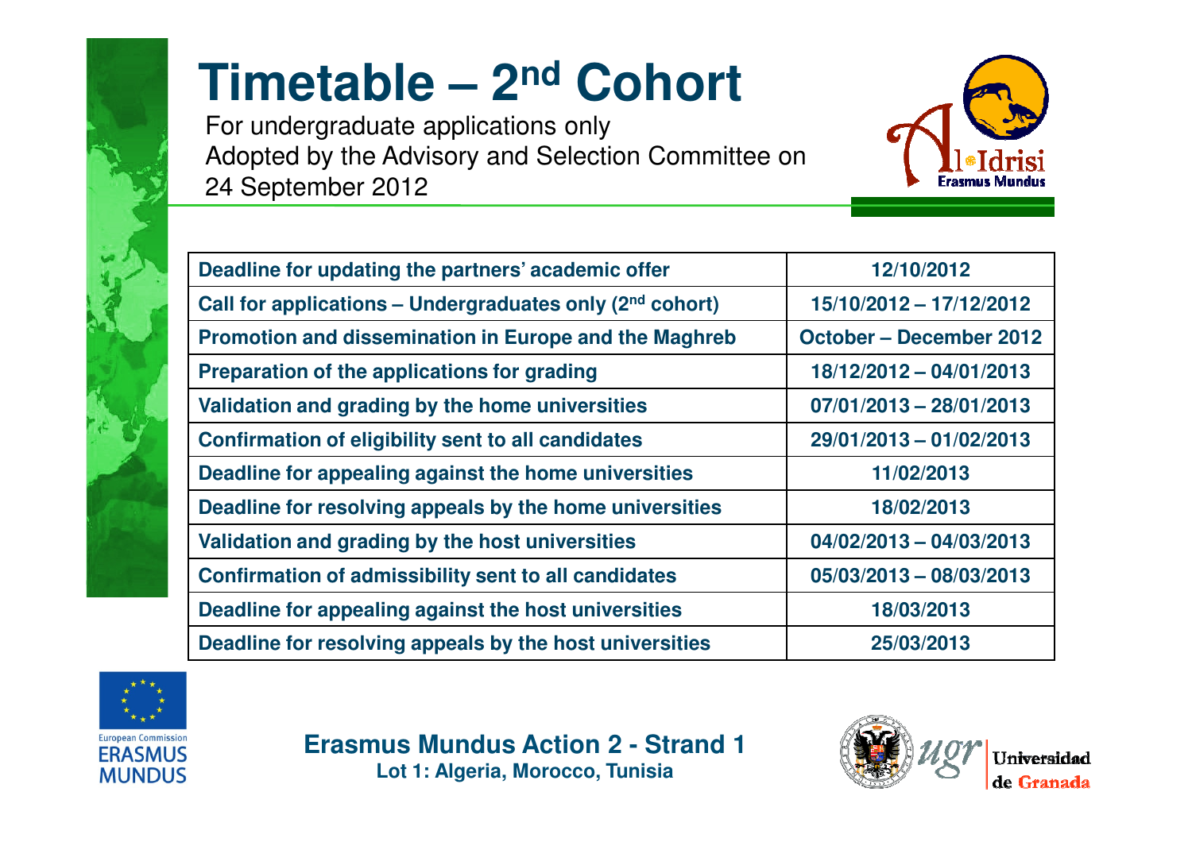# Timetable – 2nd Cohort

For undergraduate applications only
Adopted by the Advisory and Selection Committee on 24 September 2012

Al-Idrisi Erasmus Mundus

| Activity | Date |
|---|---|
| **Deadline for updating the partners' academic offer** | **12/10/2012** |
| **Call for applications – Undergraduates only (2nd cohort)** | **15/10/2012 – 17/12/2012** |
| **Promotion and dissemination in Europe and the Maghreb** | **October – December 2012** |
| **Preparation of the applications for grading** | **18/12/2012 – 04/01/2013** |
| **Validation and grading by the home universities** | **07/01/2013 – 28/01/2013** |
| **Confirmation of eligibility sent to all candidates** | **29/01/2013 – 01/02/2013** |
| **Deadline for appealing against the home universities** | **11/02/2013** |
| **Deadline for resolving appeals by the home universities** | **18/02/2013** |
| **Validation and grading by the host universities** | **04/02/2013 – 04/03/2013** |
| **Confirmation of admissibility sent to all candidates** | **05/03/2013 – 08/03/2013** |
| **Deadline for appealing against the host universities** | **18/03/2013** |
| **Deadline for resolving appeals by the host universities** | **25/03/2013** |

European Commission
ERASMUS MUNDUS

**Erasmus Mundus Action 2 - Strand 1**
**Lot 1: Algeria, Morocco, Tunisia**

ugr Universidad de Granada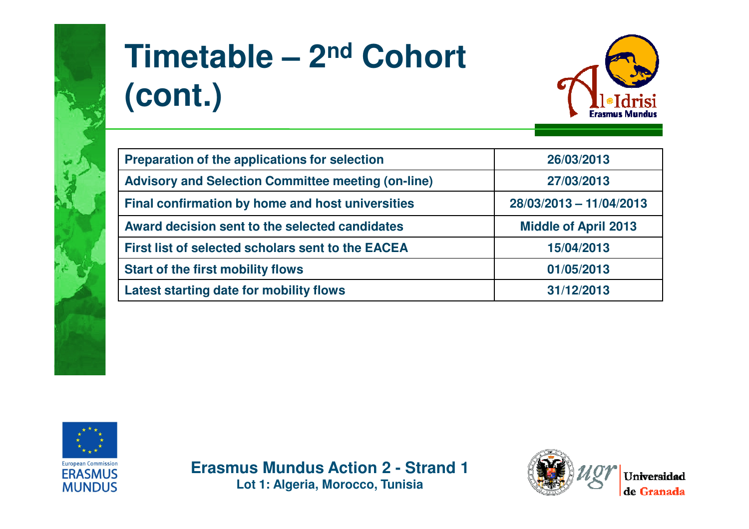# Timetable – 2nd Cohort (cont.)

| | |
|---|---|
| Preparation of the applications for selection | 26/03/2013 |
| Advisory and Selection Committee meeting (on-line) | 27/03/2013 |
| Final confirmation by home and host universities | 28/03/2013 – 11/04/2013 |
| Award decision sent to the selected candidates | Middle of April 2013 |
| First list of selected scholars sent to the EACEA | 15/04/2013 |
| Start of the first mobility flows | 01/05/2013 |
| Latest starting date for mobility flows | 31/12/2013 |

**Erasmus Mundus Action 2 - Strand 1**

**Lot 1: Algeria, Morocco, Tunisia**